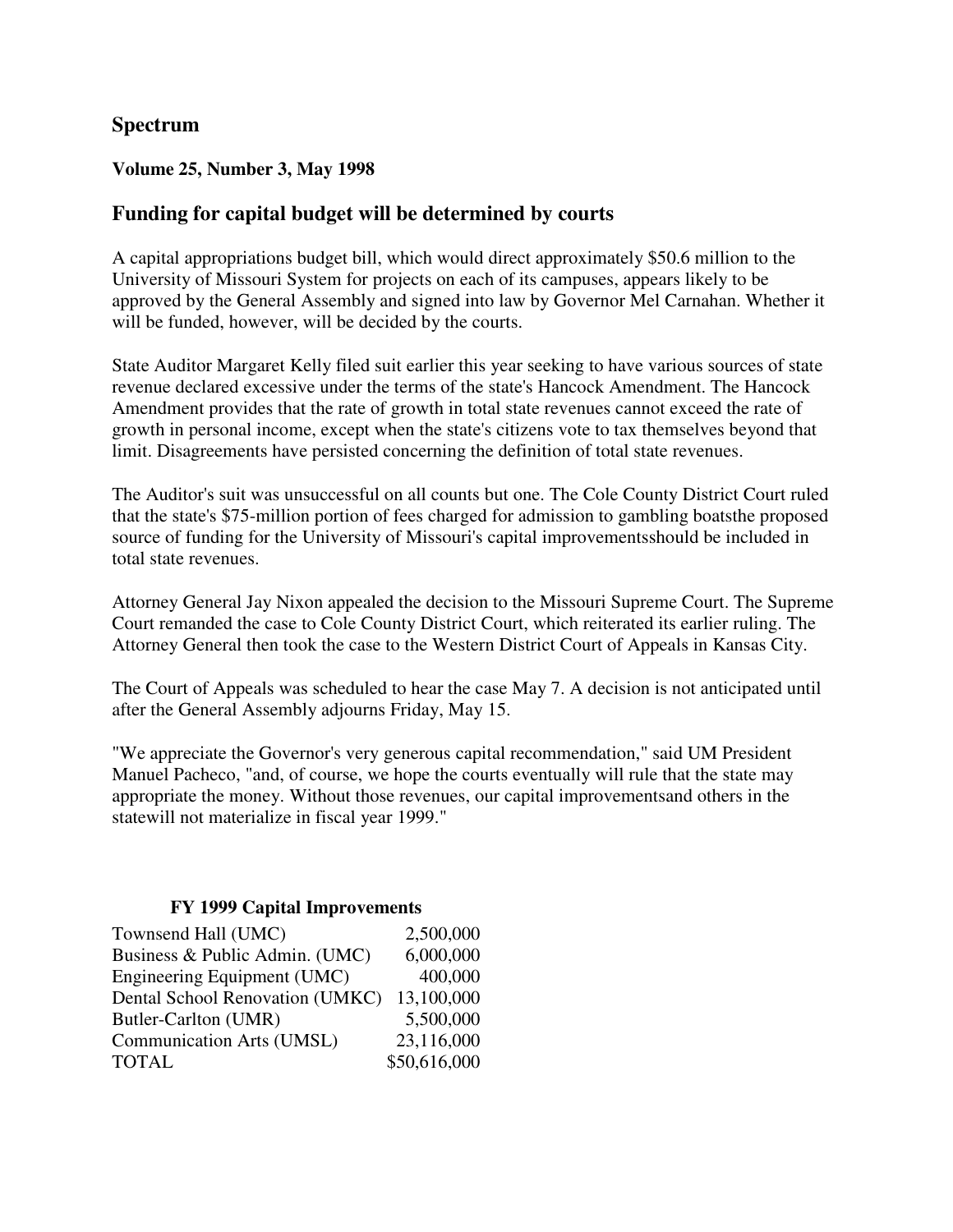## Spectrum

**Volume 25, Number 3, May 1998**

## Funding for capital budget will be determined by courts

A capital appropriations budget bill, which would direct approximately $50.6 million to the University of Missouri System for projects on each of its campuses, appears likely to be approved by the General Assembly and signed into law by Governor Mel Carnahan. Whether it will be funded, however, will be decided by the courts.

State Auditor Margaret Kelly filed suit earlier this year seeking to have various sources of state revenue declared excessive under the terms of the state's Hancock Amendment. The Hancock Amendment provides that the rate of growth in total state revenues cannot exceed the rate of growth in personal income, except when the state's citizens vote to tax themselves beyond that limit. Disagreements have persisted concerning the definition of total state revenues.

The Auditor's suit was unsuccessful on all counts but one. The Cole County District Court ruled that the state's $75-million portion of fees charged for admission to gambling boatsthe proposed source of funding for the University of Missouri's capital improvementsshould be included in total state revenues.

Attorney General Jay Nixon appealed the decision to the Missouri Supreme Court. The Supreme Court remanded the case to Cole County District Court, which reiterated its earlier ruling. The Attorney General then took the case to the Western District Court of Appeals in Kansas City.

The Court of Appeals was scheduled to hear the case May 7. A decision is not anticipated until after the General Assembly adjourns Friday, May 15.

"We appreciate the Governor's very generous capital recommendation," said UM President Manuel Pacheco, "and, of course, we hope the courts eventually will rule that the state may appropriate the money. Without those revenues, our capital improvementsand others in the statewill not materialize in fiscal year 1999."

**FY 1999 Capital Improvements**

| | |
|---|---:|
| Townsend Hall (UMC) | 2,500,000 |
| Business & Public Admin. (UMC) | 6,000,000 |
| Engineering Equipment (UMC) | 400,000 |
| Dental School Renovation (UMKC) | 13,100,000 |
| Butler-Carlton (UMR) | 5,500,000 |
| Communication Arts (UMSL) | 23,116,000 |
| TOTAL | $50,616,000 |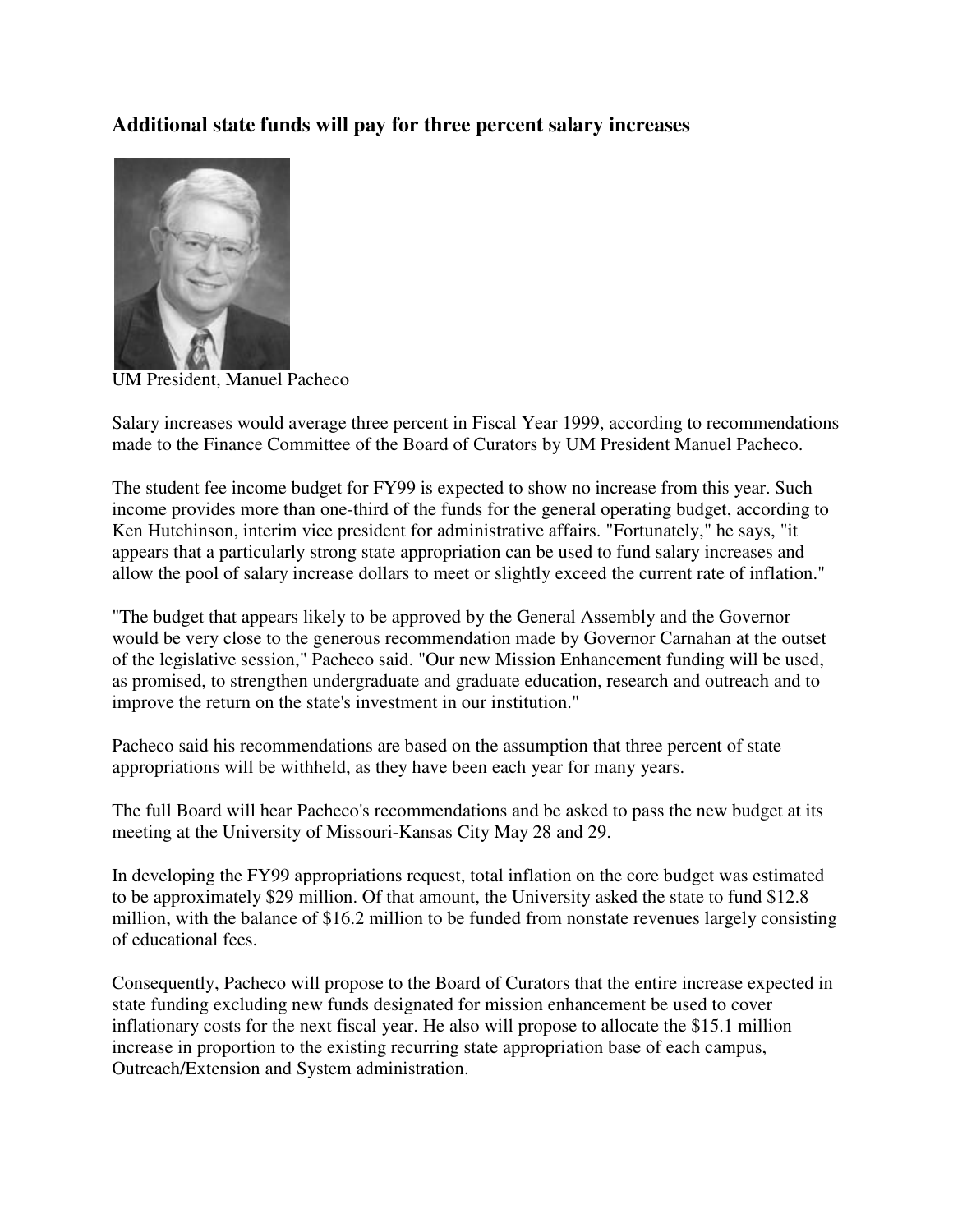## Additional state funds will pay for three percent salary increases

UM President, Manuel Pacheco

Salary increases would average three percent in Fiscal Year 1999, according to recommendations made to the Finance Committee of the Board of Curators by UM President Manuel Pacheco.

The student fee income budget for FY99 is expected to show no increase from this year. Such income provides more than one-third of the funds for the general operating budget, according to Ken Hutchinson, interim vice president for administrative affairs. "Fortunately," he says, "it appears that a particularly strong state appropriation can be used to fund salary increases and allow the pool of salary increase dollars to meet or slightly exceed the current rate of inflation."

"The budget that appears likely to be approved by the General Assembly and the Governor would be very close to the generous recommendation made by Governor Carnahan at the outset of the legislative session," Pacheco said. "Our new Mission Enhancement funding will be used, as promised, to strengthen undergraduate and graduate education, research and outreach and to improve the return on the state's investment in our institution."

Pacheco said his recommendations are based on the assumption that three percent of state appropriations will be withheld, as they have been each year for many years.

The full Board will hear Pacheco's recommendations and be asked to pass the new budget at its meeting at the University of Missouri-Kansas City May 28 and 29.

In developing the FY99 appropriations request, total inflation on the core budget was estimated to be approximately $29 million. Of that amount, the University asked the state to fund $12.8 million, with the balance of $16.2 million to be funded from nonstate revenues largely consisting of educational fees.

Consequently, Pacheco will propose to the Board of Curators that the entire increase expected in state funding excluding new funds designated for mission enhancement be used to cover inflationary costs for the next fiscal year. He also will propose to allocate the $15.1 million increase in proportion to the existing recurring state appropriation base of each campus, Outreach/Extension and System administration.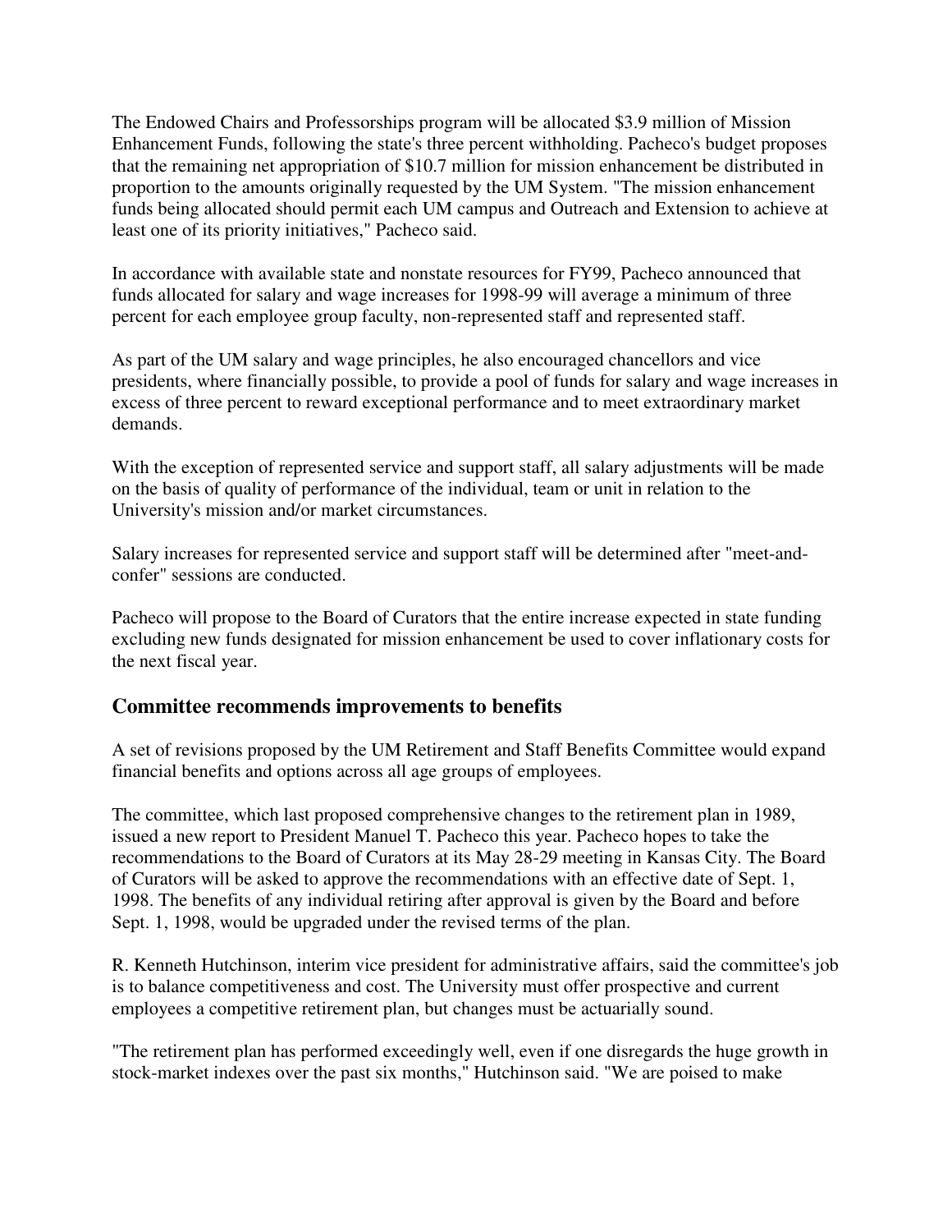The Endowed Chairs and Professorships program will be allocated $3.9 million of Mission Enhancement Funds, following the state's three percent withholding. Pacheco's budget proposes that the remaining net appropriation of $10.7 million for mission enhancement be distributed in proportion to the amounts originally requested by the UM System. "The mission enhancement funds being allocated should permit each UM campus and Outreach and Extension to achieve at least one of its priority initiatives," Pacheco said.

In accordance with available state and nonstate resources for FY99, Pacheco announced that funds allocated for salary and wage increases for 1998-99 will average a minimum of three percent for each employee group faculty, non-represented staff and represented staff.

As part of the UM salary and wage principles, he also encouraged chancellors and vice presidents, where financially possible, to provide a pool of funds for salary and wage increases in excess of three percent to reward exceptional performance and to meet extraordinary market demands.

With the exception of represented service and support staff, all salary adjustments will be made on the basis of quality of performance of the individual, team or unit in relation to the University's mission and/or market circumstances.

Salary increases for represented service and support staff will be determined after "meet-and-confer" sessions are conducted.

Pacheco will propose to the Board of Curators that the entire increase expected in state funding excluding new funds designated for mission enhancement be used to cover inflationary costs for the next fiscal year.

## Committee recommends improvements to benefits

A set of revisions proposed by the UM Retirement and Staff Benefits Committee would expand financial benefits and options across all age groups of employees.

The committee, which last proposed comprehensive changes to the retirement plan in 1989, issued a new report to President Manuel T. Pacheco this year. Pacheco hopes to take the recommendations to the Board of Curators at its May 28-29 meeting in Kansas City. The Board of Curators will be asked to approve the recommendations with an effective date of Sept. 1, 1998. The benefits of any individual retiring after approval is given by the Board and before Sept. 1, 1998, would be upgraded under the revised terms of the plan.

R. Kenneth Hutchinson, interim vice president for administrative affairs, said the committee's job is to balance competitiveness and cost. The University must offer prospective and current employees a competitive retirement plan, but changes must be actuarially sound.

"The retirement plan has performed exceedingly well, even if one disregards the huge growth in stock-market indexes over the past six months," Hutchinson said. "We are poised to make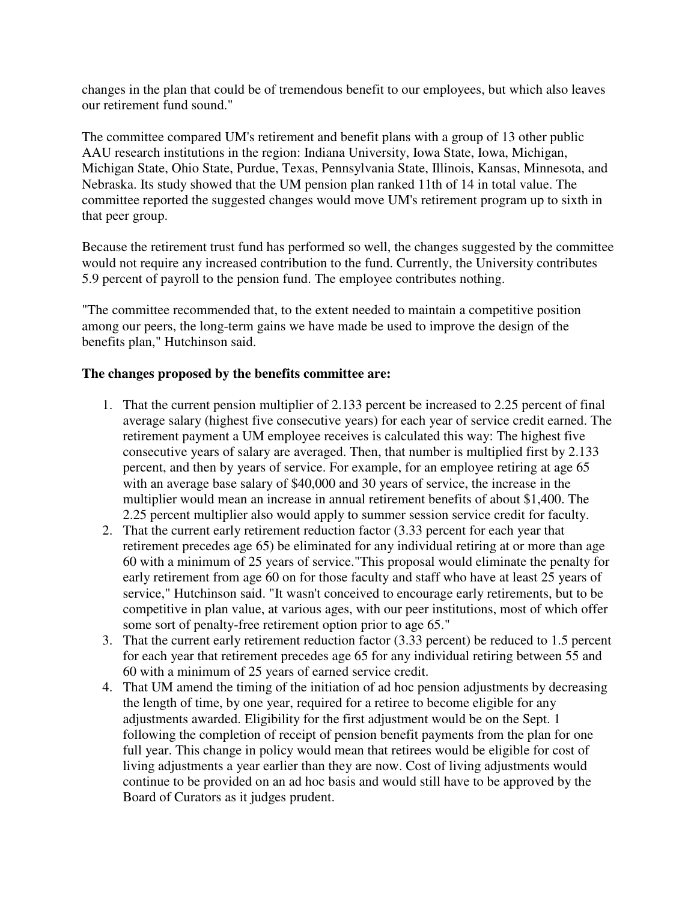changes in the plan that could be of tremendous benefit to our employees, but which also leaves our retirement fund sound."

The committee compared UM's retirement and benefit plans with a group of 13 other public AAU research institutions in the region: Indiana University, Iowa State, Iowa, Michigan, Michigan State, Ohio State, Purdue, Texas, Pennsylvania State, Illinois, Kansas, Minnesota, and Nebraska. Its study showed that the UM pension plan ranked 11th of 14 in total value. The committee reported the suggested changes would move UM's retirement program up to sixth in that peer group.

Because the retirement trust fund has performed so well, the changes suggested by the committee would not require any increased contribution to the fund. Currently, the University contributes 5.9 percent of payroll to the pension fund. The employee contributes nothing.

"The committee recommended that, to the extent needed to maintain a competitive position among our peers, the long-term gains we have made be used to improve the design of the benefits plan," Hutchinson said.

**The changes proposed by the benefits committee are:**

1. That the current pension multiplier of 2.133 percent be increased to 2.25 percent of final average salary (highest five consecutive years) for each year of service credit earned. The retirement payment a UM employee receives is calculated this way: The highest five consecutive years of salary are averaged. Then, that number is multiplied first by 2.133 percent, and then by years of service. For example, for an employee retiring at age 65 with an average base salary of $40,000 and 30 years of service, the increase in the multiplier would mean an increase in annual retirement benefits of about $1,400. The 2.25 percent multiplier also would apply to summer session service credit for faculty.
2. That the current early retirement reduction factor (3.33 percent for each year that retirement precedes age 65) be eliminated for any individual retiring at or more than age 60 with a minimum of 25 years of service."This proposal would eliminate the penalty for early retirement from age 60 on for those faculty and staff who have at least 25 years of service," Hutchinson said. "It wasn't conceived to encourage early retirements, but to be competitive in plan value, at various ages, with our peer institutions, most of which offer some sort of penalty-free retirement option prior to age 65."
3. That the current early retirement reduction factor (3.33 percent) be reduced to 1.5 percent for each year that retirement precedes age 65 for any individual retiring between 55 and 60 with a minimum of 25 years of earned service credit.
4. That UM amend the timing of the initiation of ad hoc pension adjustments by decreasing the length of time, by one year, required for a retiree to become eligible for any adjustments awarded. Eligibility for the first adjustment would be on the Sept. 1 following the completion of receipt of pension benefit payments from the plan for one full year. This change in policy would mean that retirees would be eligible for cost of living adjustments a year earlier than they are now. Cost of living adjustments would continue to be provided on an ad hoc basis and would still have to be approved by the Board of Curators as it judges prudent.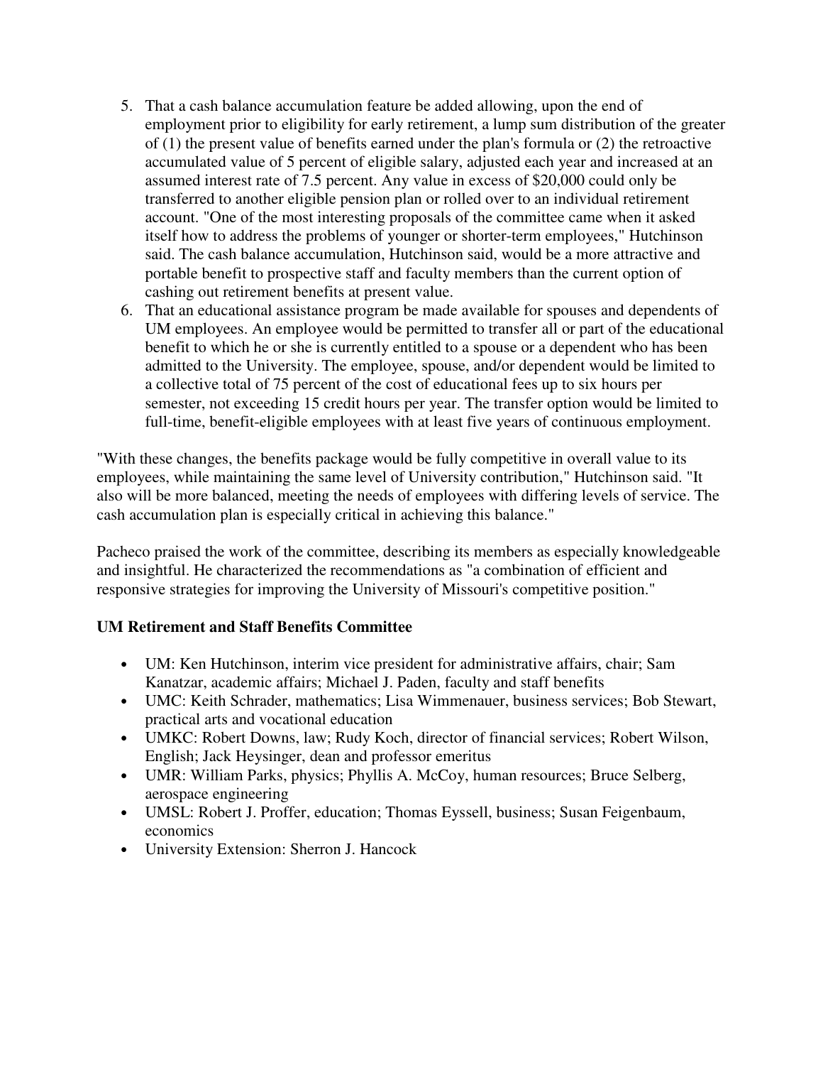5. That a cash balance accumulation feature be added allowing, upon the end of employment prior to eligibility for early retirement, a lump sum distribution of the greater of (1) the present value of benefits earned under the plan's formula or (2) the retroactive accumulated value of 5 percent of eligible salary, adjusted each year and increased at an assumed interest rate of 7.5 percent. Any value in excess of $20,000 could only be transferred to another eligible pension plan or rolled over to an individual retirement account. "One of the most interesting proposals of the committee came when it asked itself how to address the problems of younger or shorter-term employees," Hutchinson said. The cash balance accumulation, Hutchinson said, would be a more attractive and portable benefit to prospective staff and faculty members than the current option of cashing out retirement benefits at present value.
6. That an educational assistance program be made available for spouses and dependents of UM employees. An employee would be permitted to transfer all or part of the educational benefit to which he or she is currently entitled to a spouse or a dependent who has been admitted to the University. The employee, spouse, and/or dependent would be limited to a collective total of 75 percent of the cost of educational fees up to six hours per semester, not exceeding 15 credit hours per year. The transfer option would be limited to full-time, benefit-eligible employees with at least five years of continuous employment.

"With these changes, the benefits package would be fully competitive in overall value to its employees, while maintaining the same level of University contribution," Hutchinson said. "It also will be more balanced, meeting the needs of employees with differing levels of service. The cash accumulation plan is especially critical in achieving this balance."

Pacheco praised the work of the committee, describing its members as especially knowledgeable and insightful. He characterized the recommendations as "a combination of efficient and responsive strategies for improving the University of Missouri's competitive position."

**UM Retirement and Staff Benefits Committee**

- UM: Ken Hutchinson, interim vice president for administrative affairs, chair; Sam Kanatzar, academic affairs; Michael J. Paden, faculty and staff benefits
- UMC: Keith Schrader, mathematics; Lisa Wimmenauer, business services; Bob Stewart, practical arts and vocational education
- UMKC: Robert Downs, law; Rudy Koch, director of financial services; Robert Wilson, English; Jack Heysinger, dean and professor emeritus
- UMR: William Parks, physics; Phyllis A. McCoy, human resources; Bruce Selberg, aerospace engineering
- UMSL: Robert J. Proffer, education; Thomas Eyssell, business; Susan Feigenbaum, economics
- University Extension: Sherron J. Hancock